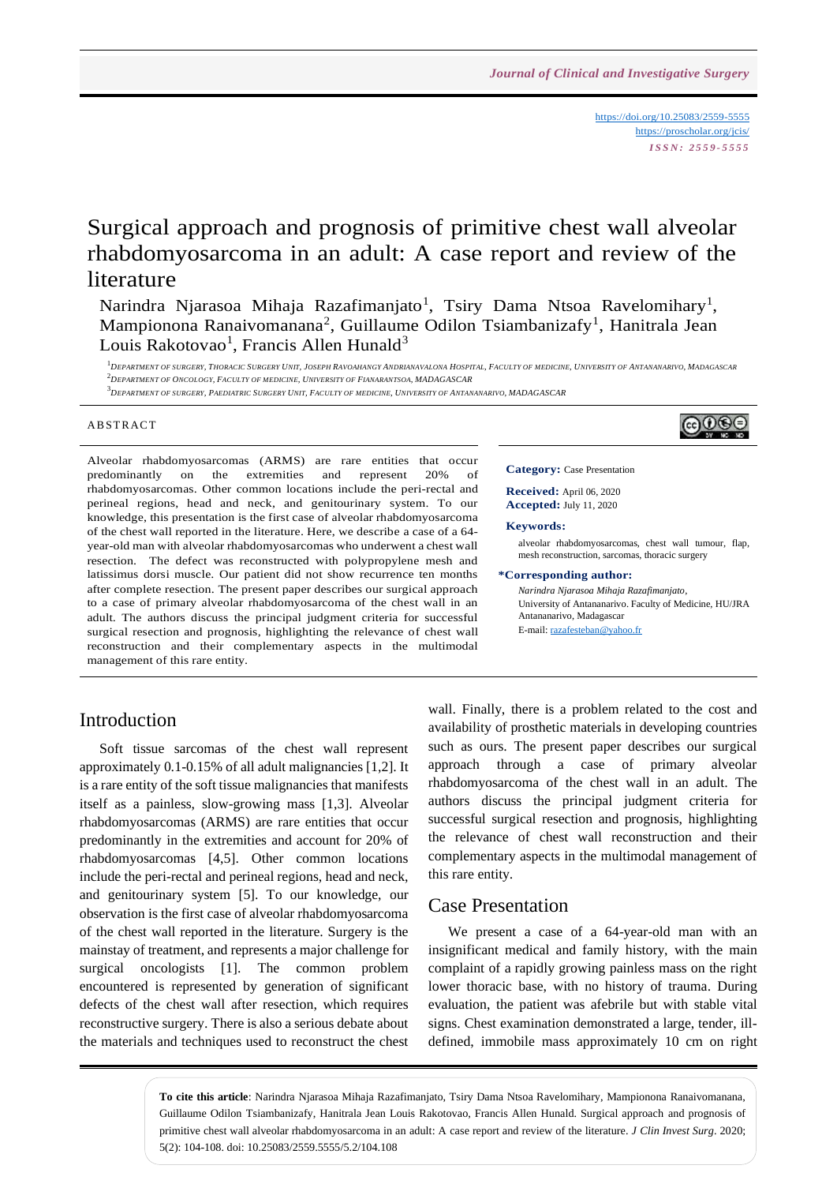# Surgical approach and prognosis of primitive chest wall alveolar rhabdomyosarcoma in an adult: A case report and review of the literature

Narindra Njarasoa Mihaja Razafimanjato[1], Tsiry Dama Ntsoa Ravelomihary[1], Mampionona Ranaivomanana[2], Guillaume Odilon Tsiambanizafy[1], Hanitrala Jean Louis Rakotovao[1], Francis Allen Hunald[3]

[1]Department of Surgery, Thoracic Surgery Unit, Joseph Ravoahangy Andrianavalona Hospital, Faculty of Medicine, University of Antananarivo, Madagascar
[2]Department of Oncology, Faculty of Medicine, University of Fianarantsoa, Madagascar
[3]Department of Surgery, Paediatric Surgery Unit, Faculty of Medicine, University of Antananarivo, Madagascar

https://doi.org/10.25083/2559-5555
https://proscholar.org/jcis/
*ISSN: 2559-5555*

## ABSTRACT

Alveolar rhabdomyosarcomas (ARMS) are rare entities that occur predominantly on the extremities and represent 20% of rhabdomyosarcomas. Other common locations include the peri-rectal and perineal regions, head and neck, and genitourinary system. To our knowledge, this presentation is the first case of alveolar rhabdomyosarcoma of the chest wall reported in the literature. Here, we describe a case of a 64-year-old man with alveolar rhabdomyosarcomas who underwent a chest wall resection. The defect was reconstructed with polypropylene mesh and latissimus dorsi muscle. Our patient did not show recurrence ten months after complete resection. The present paper describes our surgical approach to a case of primary alveolar rhabdomyosarcoma of the chest wall in an adult. The authors discuss the principal judgment criteria for successful surgical resection and prognosis, highlighting the relevance of chest wall reconstruction and their complementary aspects in the multimodal management of this rare entity.

**Category:** Case Presentation

**Received:** April 06, 2020
**Accepted:** July 11, 2020

**Keywords:**
alveolar rhabdomyosarcomas, chest wall tumour, flap, mesh reconstruction, sarcomas, thoracic surgery

**\*Corresponding author:**
*Narindra Njarasoa Mihaja Razafimanjato*,
University of Antananarivo. Faculty of Medicine, HU/JRA Antananarivo, Madagascar
E-mail: razafesteban@yahoo.fr

## Introduction

Soft tissue sarcomas of the chest wall represent approximately 0.1-0.15% of all adult malignancies [1,2]. It is a rare entity of the soft tissue malignancies that manifests itself as a painless, slow-growing mass [1,3]. Alveolar rhabdomyosarcomas (ARMS) are rare entities that occur predominantly in the extremities and account for 20% of rhabdomyosarcomas [4,5]. Other common locations include the peri-rectal and perineal regions, head and neck, and genitourinary system [5]. To our knowledge, our observation is the first case of alveolar rhabdomyosarcoma of the chest wall reported in the literature. Surgery is the mainstay of treatment, and represents a major challenge for surgical oncologists [1]. The common problem encountered is represented by generation of significant defects of the chest wall after resection, which requires reconstructive surgery. There is also a serious debate about the materials and techniques used to reconstruct the chest wall. Finally, there is a problem related to the cost and availability of prosthetic materials in developing countries such as ours. The present paper describes our surgical approach through a case of primary alveolar rhabdomyosarcoma of the chest wall in an adult. The authors discuss the principal judgment criteria for successful surgical resection and prognosis, highlighting the relevance of chest wall reconstruction and their complementary aspects in the multimodal management of this rare entity.

## Case Presentation

We present a case of a 64-year-old man with an insignificant medical and family history, with the main complaint of a rapidly growing painless mass on the right lower thoracic base, with no history of trauma. During evaluation, the patient was afebrile but with stable vital signs. Chest examination demonstrated a large, tender, ill-defined, immobile mass approximately 10 cm on right

**To cite this article**: Narindra Njarasoa Mihaja Razafimanjato, Tsiry Dama Ntsoa Ravelomihary, Mampionona Ranaivomanana, Guillaume Odilon Tsiambanizafy, Hanitrala Jean Louis Rakotovao, Francis Allen Hunald. Surgical approach and prognosis of primitive chest wall alveolar rhabdomyosarcoma in an adult: A case report and review of the literature. *J Clin Invest Surg*. 2020; 5(2): 104-108. doi: 10.25083/2559.5555/5.2/104.108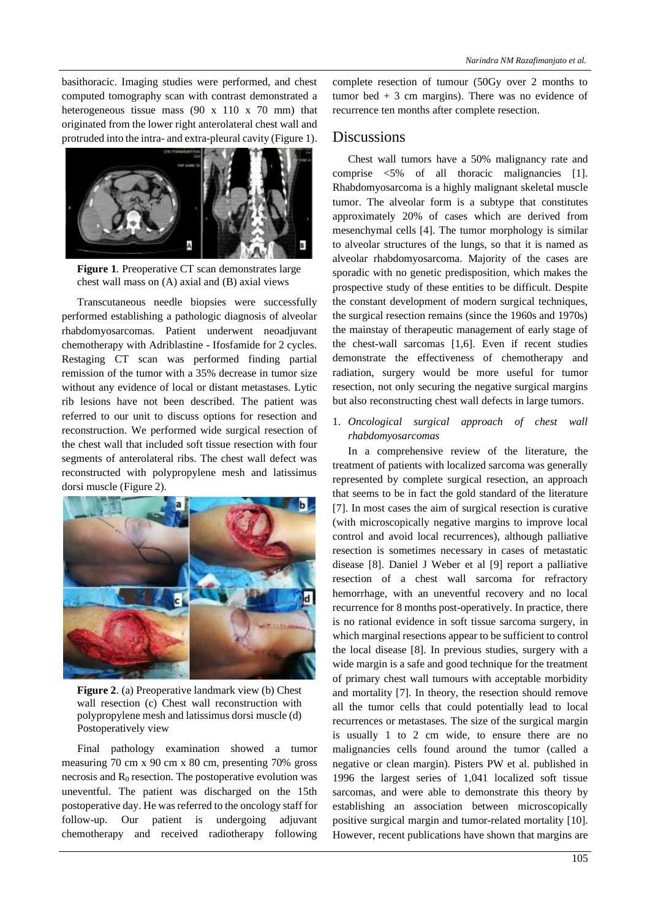basithoracic. Imaging studies were performed, and chest computed tomography scan with contrast demonstrated a heterogeneous tissue mass (90 x 110 x 70 mm) that originated from the lower right anterolateral chest wall and protruded into the intra- and extra-pleural cavity (Figure 1).

**Figure 1**. Preoperative CT scan demonstrates large chest wall mass on (A) axial and (B) axial views

Transcutaneous needle biopsies were successfully performed establishing a pathologic diagnosis of alveolar rhabdomyosarcomas. Patient underwent neoadjuvant chemotherapy with Adriblastine - Ifosfamide for 2 cycles. Restaging CT scan was performed finding partial remission of the tumor with a 35% decrease in tumor size without any evidence of local or distant metastases. Lytic rib lesions have not been described. The patient was referred to our unit to discuss options for resection and reconstruction. We performed wide surgical resection of the chest wall that included soft tissue resection with four segments of anterolateral ribs. The chest wall defect was reconstructed with polypropylene mesh and latissimus dorsi muscle (Figure 2).

**Figure 2**. (a) Preoperative landmark view (b) Chest wall resection (c) Chest wall reconstruction with polypropylene mesh and latissimus dorsi muscle (d) Postoperatively view

Final pathology examination showed a tumor measuring 70 cm x 90 cm x 80 cm, presenting 70% gross necrosis and $R_0$ resection. The postoperative evolution was uneventful. The patient was discharged on the 15th postoperative day. He was referred to the oncology staff for follow-up. Our patient is undergoing adjuvant chemotherapy and received radiotherapy following complete resection of tumour (50Gy over 2 months to tumor bed + 3 cm margins). There was no evidence of recurrence ten months after complete resection.

## Discussions

Chest wall tumors have a 50% malignancy rate and comprise <5% of all thoracic malignancies [1]. Rhabdomyosarcoma is a highly malignant skeletal muscle tumor. The alveolar form is a subtype that constitutes approximately 20% of cases which are derived from mesenchymal cells [4]. The tumor morphology is similar to alveolar structures of the lungs, so that it is named as alveolar rhabdomyosarcoma. Majority of the cases are sporadic with no genetic predisposition, which makes the prospective study of these entities to be difficult. Despite the constant development of modern surgical techniques, the surgical resection remains (since the 1960s and 1970s) the mainstay of therapeutic management of early stage of the chest-wall sarcomas [1,6]. Even if recent studies demonstrate the effectiveness of chemotherapy and radiation, surgery would be more useful for tumor resection, not only securing the negative surgical margins but also reconstructing chest wall defects in large tumors.

1. *Oncological surgical approach of chest wall rhabdomyosarcomas*

In a comprehensive review of the literature, the treatment of patients with localized sarcoma was generally represented by complete surgical resection, an approach that seems to be in fact the gold standard of the literature [7]. In most cases the aim of surgical resection is curative (with microscopically negative margins to improve local control and avoid local recurrences), although palliative resection is sometimes necessary in cases of metastatic disease [8]. Daniel J Weber et al [9] report a palliative resection of a chest wall sarcoma for refractory hemorrhage, with an uneventful recovery and no local recurrence for 8 months post-operatively. In practice, there is no rational evidence in soft tissue sarcoma surgery, in which marginal resections appear to be sufficient to control the local disease [8]. In previous studies, surgery with a wide margin is a safe and good technique for the treatment of primary chest wall tumours with acceptable morbidity and mortality [7]. In theory, the resection should remove all the tumor cells that could potentially lead to local recurrences or metastases. The size of the surgical margin is usually 1 to 2 cm wide, to ensure there are no malignancies cells found around the tumor (called a negative or clean margin). Pisters PW et al. published in 1996 the largest series of 1,041 localized soft tissue sarcomas, and were able to demonstrate this theory by establishing an association between microscopically positive surgical margin and tumor-related mortality [10]. However, recent publications have shown that margins are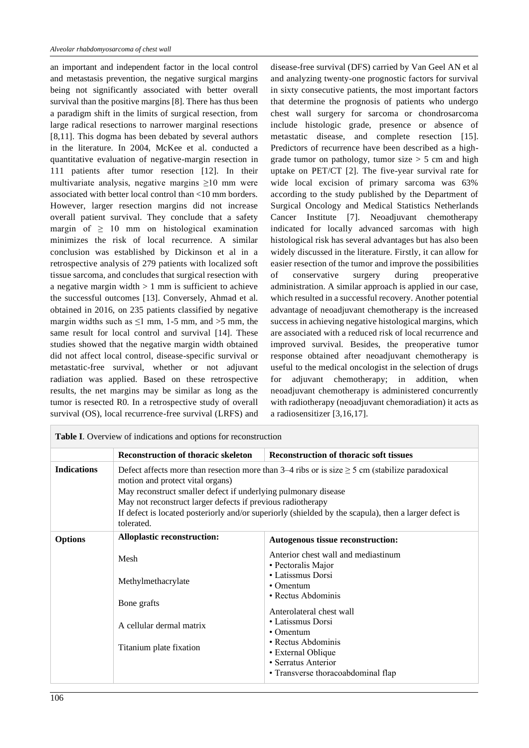an important and independent factor in the local control and metastasis prevention, the negative surgical margins being not significantly associated with better overall survival than the positive margins [8]. There has thus been a paradigm shift in the limits of surgical resection, from large radical resections to narrower marginal resections [8,11]. This dogma has been debated by several authors in the literature. In 2004, McKee et al. conducted a quantitative evaluation of negative-margin resection in 111 patients after tumor resection [12]. In their multivariate analysis, negative margins ≥10 mm were associated with better local control than <10 mm borders. However, larger resection margins did not increase overall patient survival. They conclude that a safety margin of ≥ 10 mm on histological examination minimizes the risk of local recurrence. A similar conclusion was established by Dickinson et al in a retrospective analysis of 279 patients with localized soft tissue sarcoma, and concludes that surgical resection with a negative margin width > 1 mm is sufficient to achieve the successful outcomes [13]. Conversely, Ahmad et al. obtained in 2016, on 235 patients classified by negative margin widths such as ≤1 mm, 1-5 mm, and >5 mm, the same result for local control and survival [14]. These studies showed that the negative margin width obtained did not affect local control, disease-specific survival or metastatic-free survival, whether or not adjuvant radiation was applied. Based on these retrospective results, the net margins may be similar as long as the tumor is resected R0. In a retrospective study of overall survival (OS), local recurrence-free survival (LRFS) and disease-free survival (DFS) carried by Van Geel AN et al and analyzing twenty-one prognostic factors for survival in sixty consecutive patients, the most important factors that determine the prognosis of patients who undergo chest wall surgery for sarcoma or chondrosarcoma include histologic grade, presence or absence of metastatic disease, and complete resection [15]. Predictors of recurrence have been described as a high-grade tumor on pathology, tumor size > 5 cm and high uptake on PET/CT [2]. The five-year survival rate for wide local excision of primary sarcoma was 63% according to the study published by the Department of Surgical Oncology and Medical Statistics Netherlands Cancer Institute [7]. Neoadjuvant chemotherapy indicated for locally advanced sarcomas with high histological risk has several advantages but has also been widely discussed in the literature. Firstly, it can allow for easier resection of the tumor and improve the possibilities of conservative surgery during preoperative administration. A similar approach is applied in our case, which resulted in a successful recovery. Another potential advantage of neoadjuvant chemotherapy is the increased success in achieving negative histological margins, which are associated with a reduced risk of local recurrence and improved survival. Besides, the preoperative tumor response obtained after neoadjuvant chemotherapy is useful to the medical oncologist in the selection of drugs for adjuvant chemotherapy; in addition, when neoadjuvant chemotherapy is administered concurrently with radiotherapy (neoadjuvant chemoradiation) it acts as a radiosensitizer [3,16,17].

**Table I**. Overview of indications and options for reconstruction

| | **Reconstruction of thoracic skeleton** | **Reconstruction of thoracic soft tissues** |
|---|---|---|
| **Indications** | Defect affects more than resection more than 3–4 ribs or is size ≥ 5 cm (stabilize paradoxical motion and protect vital organs)<br>May reconstruct smaller defect if underlying pulmonary disease<br>May not reconstruct larger defects if previous radiotherapy<br>If defect is located posteriorly and/or superiorly (shielded by the scapula), then a larger defect is tolerated. | |
| **Options** | **Alloplastic reconstruction:**<br><br>Mesh<br><br>Methylmethacrylate<br><br>Bone grafts<br><br>A cellular dermal matrix<br><br>Titanium plate fixation | **Autogenous tissue reconstruction:**<br><br>Anterior chest wall and mediastinum<br>• Pectoralis Major<br>• Latissmus Dorsi<br>• Omentum<br>• Rectus Abdominis<br><br>Anterolateral chest wall<br>• Latissmus Dorsi<br>• Omentum<br>• Rectus Abdominis<br>• External Oblique<br>• Serratus Anterior<br>• Transverse thoracoabdominal flap |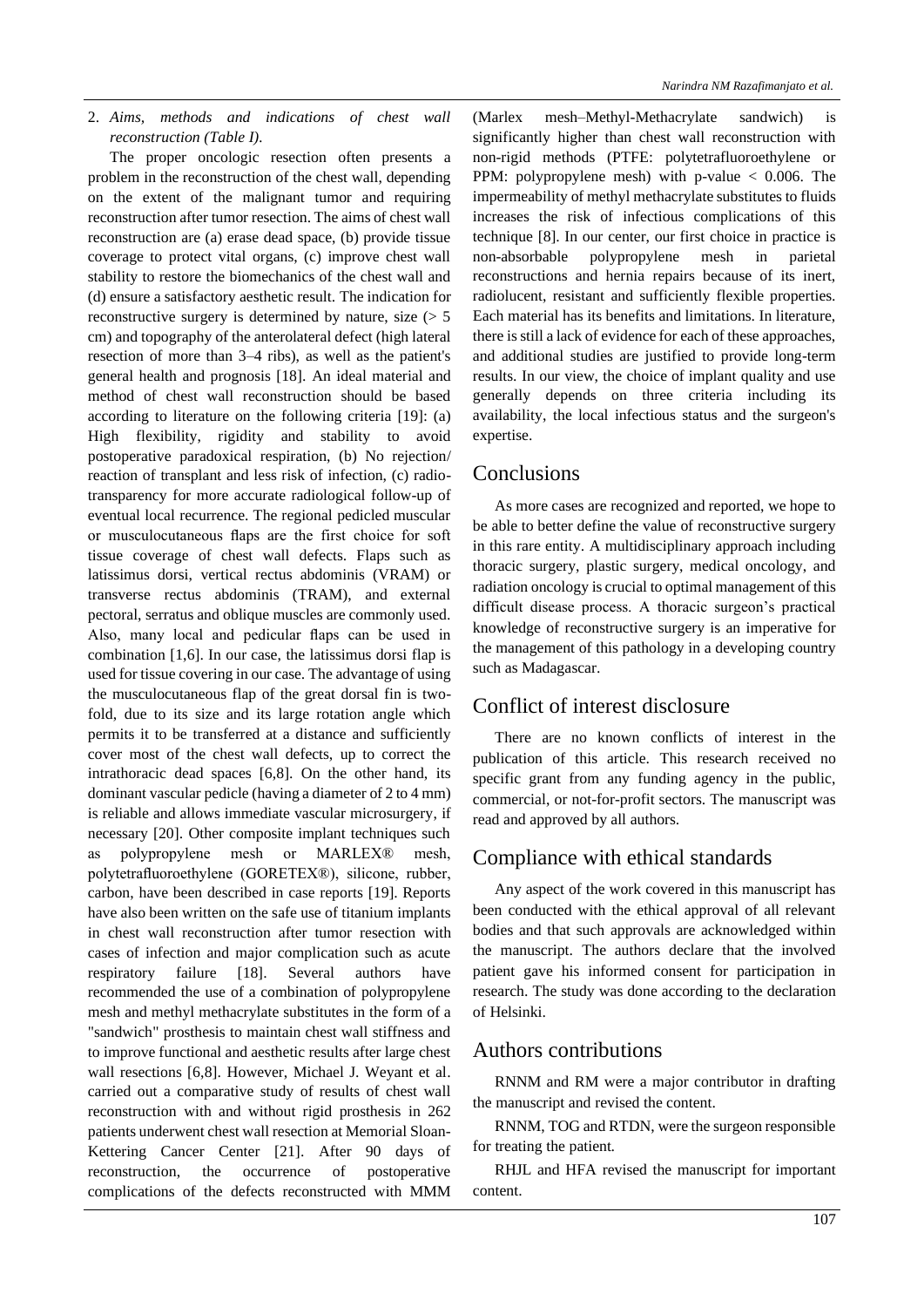2. *Aims, methods and indications of chest wall reconstruction (Table I).*

The proper oncologic resection often presents a problem in the reconstruction of the chest wall, depending on the extent of the malignant tumor and requiring reconstruction after tumor resection. The aims of chest wall reconstruction are (a) erase dead space, (b) provide tissue coverage to protect vital organs, (c) improve chest wall stability to restore the biomechanics of the chest wall and (d) ensure a satisfactory aesthetic result. The indication for reconstructive surgery is determined by nature, size (> 5 cm) and topography of the anterolateral defect (high lateral resection of more than 3–4 ribs), as well as the patient's general health and prognosis [18]. An ideal material and method of chest wall reconstruction should be based according to literature on the following criteria [19]: (a) High flexibility, rigidity and stability to avoid postoperative paradoxical respiration, (b) No rejection/ reaction of transplant and less risk of infection, (c) radio-transparency for more accurate radiological follow-up of eventual local recurrence. The regional pedicled muscular or musculocutaneous flaps are the first choice for soft tissue coverage of chest wall defects. Flaps such as latissimus dorsi, vertical rectus abdominis (VRAM) or transverse rectus abdominis (TRAM), and external pectoral, serratus and oblique muscles are commonly used. Also, many local and pedicular flaps can be used in combination [1,6]. In our case, the latissimus dorsi flap is used for tissue covering in our case. The advantage of using the musculocutaneous flap of the great dorsal fin is two-fold, due to its size and its large rotation angle which permits it to be transferred at a distance and sufficiently cover most of the chest wall defects, up to correct the intrathoracic dead spaces [6,8]. On the other hand, its dominant vascular pedicle (having a diameter of 2 to 4 mm) is reliable and allows immediate vascular microsurgery, if necessary [20]. Other composite implant techniques such as polypropylene mesh or MARLEX® mesh, polytetrafluoroethylene (GORETEX®), silicone, rubber, carbon, have been described in case reports [19]. Reports have also been written on the safe use of titanium implants in chest wall reconstruction after tumor resection with cases of infection and major complication such as acute respiratory failure [18]. Several authors have recommended the use of a combination of polypropylene mesh and methyl methacrylate substitutes in the form of a "sandwich" prosthesis to maintain chest wall stiffness and to improve functional and aesthetic results after large chest wall resections [6,8]. However, Michael J. Weyant et al. carried out a comparative study of results of chest wall reconstruction with and without rigid prosthesis in 262 patients underwent chest wall resection at Memorial Sloan-Kettering Cancer Center [21]. After 90 days of reconstruction, the occurrence of postoperative complications of the defects reconstructed with MMM (Marlex mesh–Methyl-Methacrylate sandwich) is significantly higher than chest wall reconstruction with non-rigid methods (PTFE: polytetrafluoroethylene or PPM: polypropylene mesh) with p-value $< 0.006$. The impermeability of methyl methacrylate substitutes to fluids increases the risk of infectious complications of this technique [8]. In our center, our first choice in practice is non-absorbable polypropylene mesh in parietal reconstructions and hernia repairs because of its inert, radiolucent, resistant and sufficiently flexible properties. Each material has its benefits and limitations. In literature, there is still a lack of evidence for each of these approaches, and additional studies are justified to provide long-term results. In our view, the choice of implant quality and use generally depends on three criteria including its availability, the local infectious status and the surgeon's expertise.

## Conclusions

As more cases are recognized and reported, we hope to be able to better define the value of reconstructive surgery in this rare entity. A multidisciplinary approach including thoracic surgery, plastic surgery, medical oncology, and radiation oncology is crucial to optimal management of this difficult disease process. A thoracic surgeon's practical knowledge of reconstructive surgery is an imperative for the management of this pathology in a developing country such as Madagascar.

## Conflict of interest disclosure

There are no known conflicts of interest in the publication of this article. This research received no specific grant from any funding agency in the public, commercial, or not-for-profit sectors. The manuscript was read and approved by all authors.

## Compliance with ethical standards

Any aspect of the work covered in this manuscript has been conducted with the ethical approval of all relevant bodies and that such approvals are acknowledged within the manuscript. The authors declare that the involved patient gave his informed consent for participation in research. The study was done according to the declaration of Helsinki.

## Authors contributions

RNNM and RM were a major contributor in drafting the manuscript and revised the content.

RNNM, TOG and RTDN, were the surgeon responsible for treating the patient.

RHJL and HFA revised the manuscript for important content.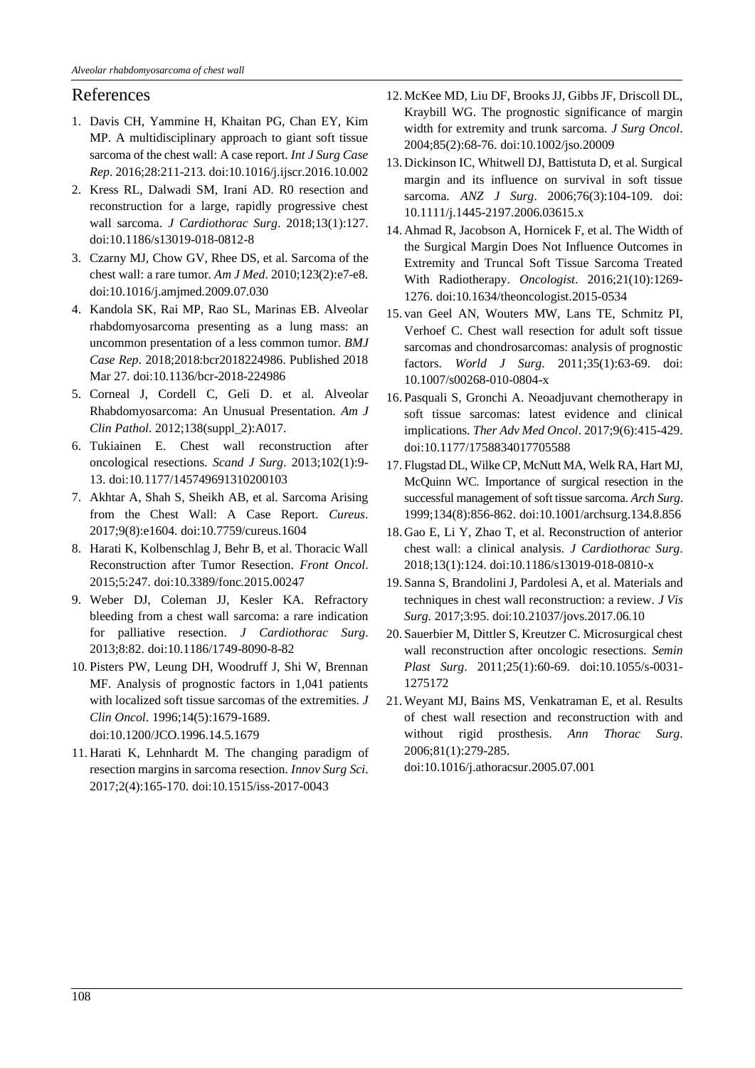## References

1. Davis CH, Yammine H, Khaitan PG, Chan EY, Kim MP. A multidisciplinary approach to giant soft tissue sarcoma of the chest wall: A case report. *Int J Surg Case Rep*. 2016;28:211-213. doi:10.1016/j.ijscr.2016.10.002
2. Kress RL, Dalwadi SM, Irani AD. R0 resection and reconstruction for a large, rapidly progressive chest wall sarcoma. *J Cardiothorac Surg*. 2018;13(1):127. doi:10.1186/s13019-018-0812-8
3. Czarny MJ, Chow GV, Rhee DS, et al. Sarcoma of the chest wall: a rare tumor. *Am J Med*. 2010;123(2):e7-e8. doi:10.1016/j.amjmed.2009.07.030
4. Kandola SK, Rai MP, Rao SL, Marinas EB. Alveolar rhabdomyosarcoma presenting as a lung mass: an uncommon presentation of a less common tumor. *BMJ Case Rep*. 2018;2018:bcr2018224986. Published 2018 Mar 27. doi:10.1136/bcr-2018-224986
5. Corneal J, Cordell C, Geli D. et al. Alveolar Rhabdomyosarcoma: An Unusual Presentation. *Am J Clin Pathol*. 2012;138(suppl_2):A017.
6. Tukiainen E. Chest wall reconstruction after oncological resections. *Scand J Surg*. 2013;102(1):9-13. doi:10.1177/145749691310200103
7. Akhtar A, Shah S, Sheikh AB, et al. Sarcoma Arising from the Chest Wall: A Case Report. *Cureus*. 2017;9(8):e1604. doi:10.7759/cureus.1604
8. Harati K, Kolbenschlag J, Behr B, et al. Thoracic Wall Reconstruction after Tumor Resection. *Front Oncol*. 2015;5:247. doi:10.3389/fonc.2015.00247
9. Weber DJ, Coleman JJ, Kesler KA. Refractory bleeding from a chest wall sarcoma: a rare indication for palliative resection. *J Cardiothorac Surg*. 2013;8:82. doi:10.1186/1749-8090-8-82
10. Pisters PW, Leung DH, Woodruff J, Shi W, Brennan MF. Analysis of prognostic factors in 1,041 patients with localized soft tissue sarcomas of the extremities. *J Clin Oncol*. 1996;14(5):1679-1689. doi:10.1200/JCO.1996.14.5.1679
11. Harati K, Lehnhardt M. The changing paradigm of resection margins in sarcoma resection. *Innov Surg Sci*. 2017;2(4):165-170. doi:10.1515/iss-2017-0043
12. McKee MD, Liu DF, Brooks JJ, Gibbs JF, Driscoll DL, Kraybill WG. The prognostic significance of margin width for extremity and trunk sarcoma. *J Surg Oncol*. 2004;85(2):68-76. doi:10.1002/jso.20009
13. Dickinson IC, Whitwell DJ, Battistuta D, et al. Surgical margin and its influence on survival in soft tissue sarcoma. *ANZ J Surg*. 2006;76(3):104-109. doi: 10.1111/j.1445-2197.2006.03615.x
14. Ahmad R, Jacobson A, Hornicek F, et al. The Width of the Surgical Margin Does Not Influence Outcomes in Extremity and Truncal Soft Tissue Sarcoma Treated With Radiotherapy. *Oncologist*. 2016;21(10):1269-1276. doi:10.1634/theoncologist.2015-0534
15. van Geel AN, Wouters MW, Lans TE, Schmitz PI, Verhoef C. Chest wall resection for adult soft tissue sarcomas and chondrosarcomas: analysis of prognostic factors. *World J Surg*. 2011;35(1):63-69. doi: 10.1007/s00268-010-0804-x
16. Pasquali S, Gronchi A. Neoadjuvant chemotherapy in soft tissue sarcomas: latest evidence and clinical implications. *Ther Adv Med Oncol*. 2017;9(6):415-429. doi:10.1177/1758834017705588
17. Flugstad DL, Wilke CP, McNutt MA, Welk RA, Hart MJ, McQuinn WC. Importance of surgical resection in the successful management of soft tissue sarcoma. *Arch Surg*. 1999;134(8):856-862. doi:10.1001/archsurg.134.8.856
18. Gao E, Li Y, Zhao T, et al. Reconstruction of anterior chest wall: a clinical analysis. *J Cardiothorac Surg*. 2018;13(1):124. doi:10.1186/s13019-018-0810-x
19. Sanna S, Brandolini J, Pardolesi A, et al. Materials and techniques in chest wall reconstruction: a review. *J Vis Surg*. 2017;3:95. doi:10.21037/jovs.2017.06.10
20. Sauerbier M, Dittler S, Kreutzer C. Microsurgical chest wall reconstruction after oncologic resections. *Semin Plast Surg*. 2011;25(1):60-69. doi:10.1055/s-0031-1275172
21. Weyant MJ, Bains MS, Venkatraman E, et al. Results of chest wall resection and reconstruction with and without rigid prosthesis. *Ann Thorac Surg*. 2006;81(1):279-285. doi:10.1016/j.athoracsur.2005.07.001